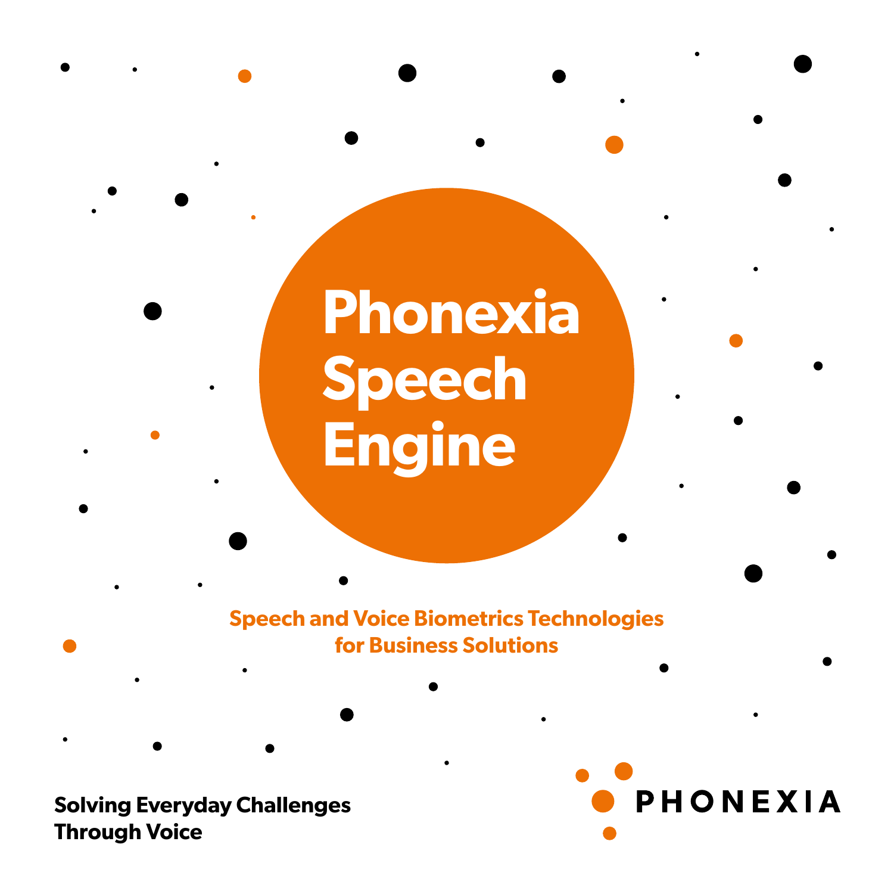# Phonexia Speech Engine

**Speech and Voice Biometrics Technologies for Business Solutions**

**Solving Everyday Challenges Through Voice**

PHONEXIA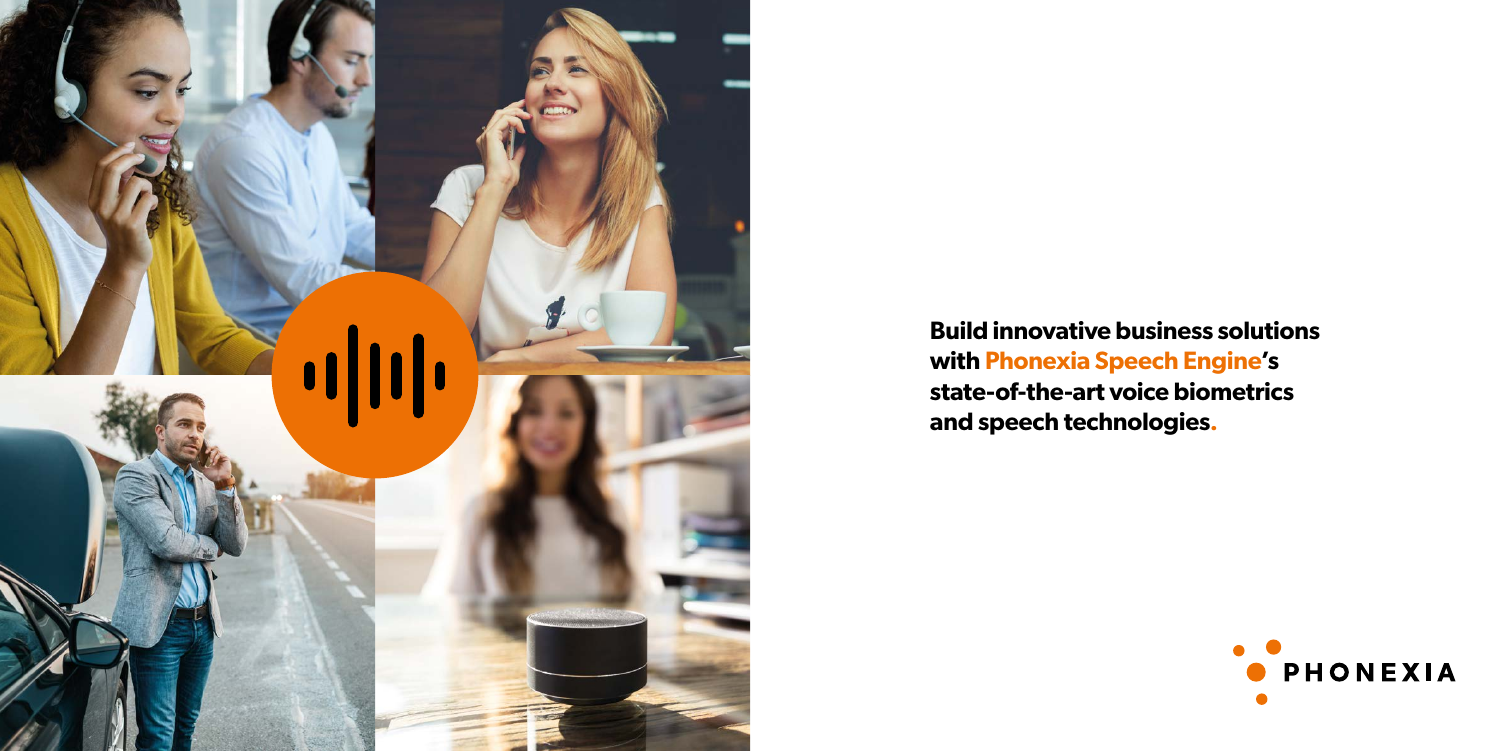**Build innovative business solutions with Phonexia Speech Engine's state-of-the-art voice biometrics and speech technologies.**

PHONEXIA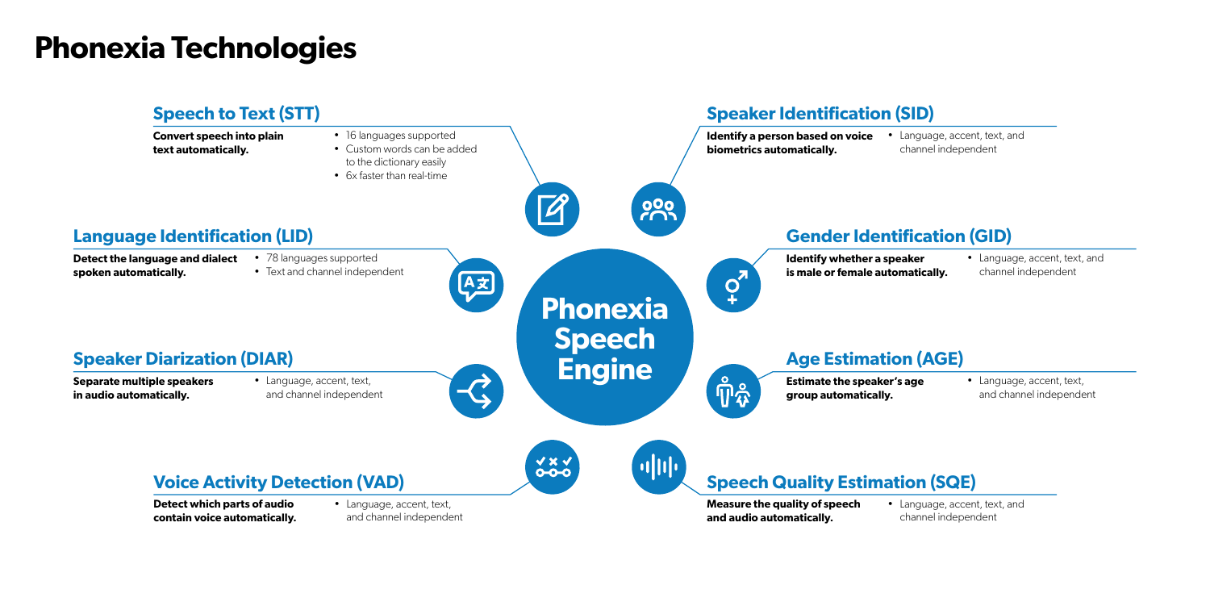# Phonexia Technologies

**Phonexia Speech Engine**

## Speech to Text (STT)

**Convert speech into plain text automatically.**

- 16 languages supported
- Custom words can be added to the dictionary easily
- 6x faster than real-time

## Language Identification (LID)

**Detect the language and dialect spoken automatically.**

- 78 languages supported
- Text and channel independent

## Speaker Diarization (DIAR)

**Separate multiple speakers in audio automatically.**

- Language, accent, text, and channel independent

## Voice Activity Detection (VAD)

**Detect which parts of audio contain voice automatically.**

- Language, accent, text, and channel independent

## Speaker Identification (SID)

**Identify a person based on voice biometrics automatically.**

- Language, accent, text, and channel independent

## Gender Identification (GID)

**Identify whether a speaker is male or female automatically.**

- Language, accent, text, and channel independent

## Age Estimation (AGE)

**Estimate the speaker's age group automatically.**

- Language, accent, text, and channel independent

## Speech Quality Estimation (SQE)

**Measure the quality of speech and audio automatically.**

- Language, accent, text, and channel independent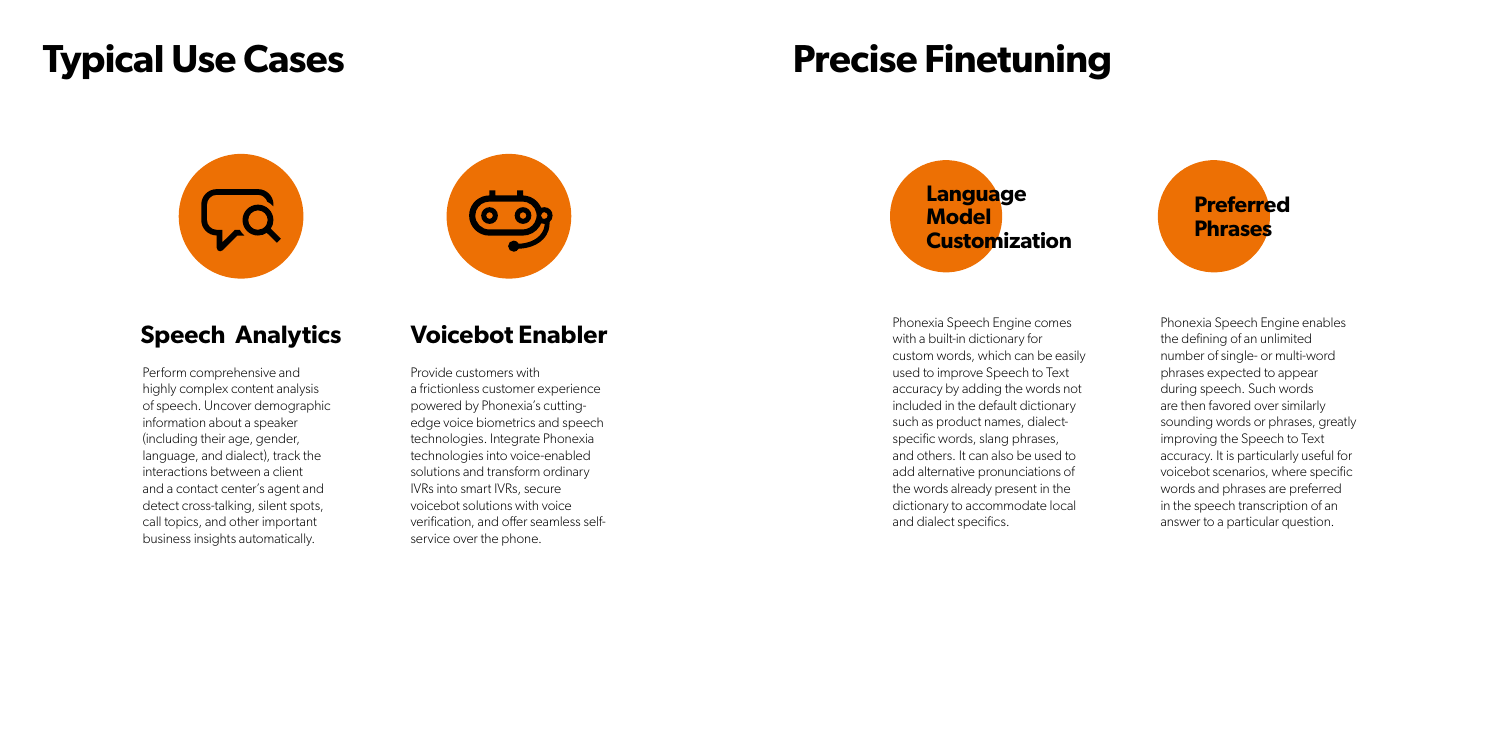# Typical Use Cases

## Speech Analytics

Perform comprehensive and highly complex content analysis of speech. Uncover demographic information about a speaker (including their age, gender, language, and dialect), track the interactions between a client and a contact center's agent and detect cross-talking, silent spots, call topics, and other important business insights automatically.

## Voicebot Enabler

Provide customers with a frictionless customer experience powered by Phonexia's cutting-edge voice biometrics and speech technologies. Integrate Phonexia technologies into voice-enabled solutions and transform ordinary IVRs into smart IVRs, secure voicebot solutions with voice verification, and offer seamless self-service over the phone.

# Precise Finetuning

## Language Model Customization

Phonexia Speech Engine comes with a built-in dictionary for custom words, which can be easily used to improve Speech to Text accuracy by adding the words not included in the default dictionary such as product names, dialect-specific words, slang phrases, and others. It can also be used to add alternative pronunciations of the words already present in the dictionary to accommodate local and dialect specifics.

## Preferred Phrases

Phonexia Speech Engine enables the defining of an unlimited number of single- or multi-word phrases expected to appear during speech. Such words are then favored over similarly sounding words or phrases, greatly improving the Speech to Text accuracy. It is particularly useful for voicebot scenarios, where specific words and phrases are preferred in the speech transcription of an answer to a particular question.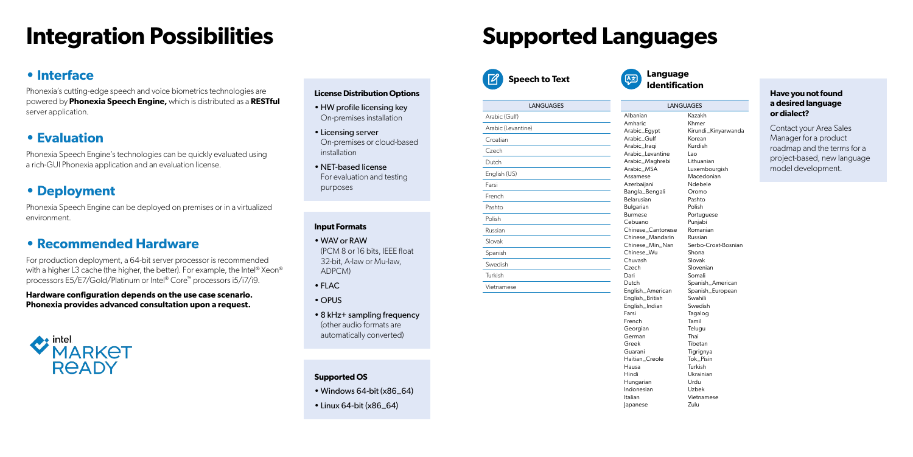# Integration Possibilities

## • Interface

Phonexia's cutting-edge speech and voice biometrics technologies are powered by **Phonexia Speech Engine,** which is distributed as a **RESTful** server application.

## • Evaluation

Phonexia Speech Engine's technologies can be quickly evaluated using a rich-GUI Phonexia application and an evaluation license.

## • Deployment

Phonexia Speech Engine can be deployed on premises or in a virtualized environment.

## • Recommended Hardware

For production deployment, a 64-bit server processor is recommended with a higher L3 cache (the higher, the better). For example, the Intel® Xeon® processors E5/E7/Gold/Platinum or Intel® Core™ processors i5/i7/i9.

**Hardware configuration depends on the use case scenario. Phonexia provides advanced consultation upon a request.**

intel MARKET READY

### License Distribution Options

- HW profile licensing key
  On-premises installation
- Licensing server
  On-premises or cloud-based installation
- NET-based license
  For evaluation and testing purposes

### Input Formats

- WAV or RAW
  (PCM 8 or 16 bits, IEEE float 32-bit, A-law or Mu-law, ADPCM)
- FLAC
- OPUS
- 8 kHz+ sampling frequency
  (other audio formats are automatically converted)

### Supported OS

- Windows 64-bit (x86_64)
- Linux 64-bit (x86_64)

# Supported Languages

## Speech to Text

| LANGUAGES |
| --- |
| Arabic (Gulf) |
| Arabic (Levantine) |
| Croatian |
| Czech |
| Dutch |
| English (US) |
| Farsi |
| French |
| Pashto |
| Polish |
| Russian |
| Slovak |
| Spanish |
| Swedish |
| Turkish |
| Vietnamese |

## Language Identification

| LANGUAGES | |
| --- | --- |
| Albanian | Kazakh |
| Amharic | Khmer |
| Arabic_Egypt | Kirundi_Kinyarwanda |
| Arabic_Gulf | Korean |
| Arabic_Iraqi | Kurdish |
| Arabic_Levantine | Lao |
| Arabic_Maghrebi | Lithuanian |
| Arabic_MSA | Luxembourgish |
| Assamese | Macedonian |
| Azerbaijani | Ndebele |
| Bangla_Bengali | Oromo |
| Belarusian | Pashto |
| Bulgarian | Polish |
| Burmese | Portuguese |
| Cebuano | Punjabi |
| Chinese_Cantonese | Romanian |
| Chinese_Mandarin | Russian |
| Chinese_Min_Nan | Serbo-Croat-Bosnian |
| Chinese_Wu | Shona |
| Chuvash | Slovak |
| Czech | Slovenian |
| Dari | Somali |
| Dutch | Spanish_American |
| English_American | Spanish_European |
| English_British | Swahili |
| English_Indian | Swedish |
| Farsi | Tagalog |
| French | Tamil |
| Georgian | Telugu |
| German | Thai |
| Greek | Tibetan |
| Guarani | Tigrignya |
| Haitian_Creole | Tok_Pisin |
| Hausa | Turkish |
| Hindi | Ukrainian |
| Hungarian | Urdu |
| Indonesian | Uzbek |
| Italian | Vietnamese |
| Japanese | Zulu |

### Have you not found a desired language or dialect?

Contact your Area Sales Manager for a product roadmap and the terms for a project-based, new language model development.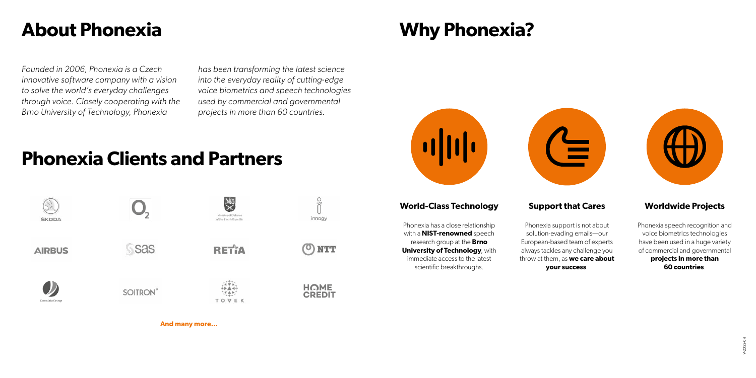# About Phonexia

*Founded in 2006, Phonexia is a Czech innovative software company with a vision to solve the world's everyday challenges through voice. Closely cooperating with the Brno University of Technology, Phonexia has been transforming the latest science into the everyday reality of cutting-edge voice biometrics and speech technologies used by commercial and governmental projects in more than 60 countries.*

# Phonexia Clients and Partners

ŠKODA

O2

Ministry of Defence of the Czech Republic

innogy

AIRBUS

sas

RETIA

NTT

Comdata Group

SOITRON

TOVEK

HOME CREDIT

**And many more…**

# Why Phonexia?

### World-Class Technology

Phonexia has a close relationship with a **NIST-renowned** speech research group at the **Brno University of Technology**, with immediate access to the latest scientific breakthroughs.

### Support that Cares

Phonexia support is not about solution-evading emails—our European-based team of experts always tackles any challenge you throw at them, as **we care about your success**.

### Worldwide Projects

Phonexia speech recognition and voice biometrics technologies have been used in a huge variety of commercial and governmental **projects in more than 60 countries**.

V-2022-04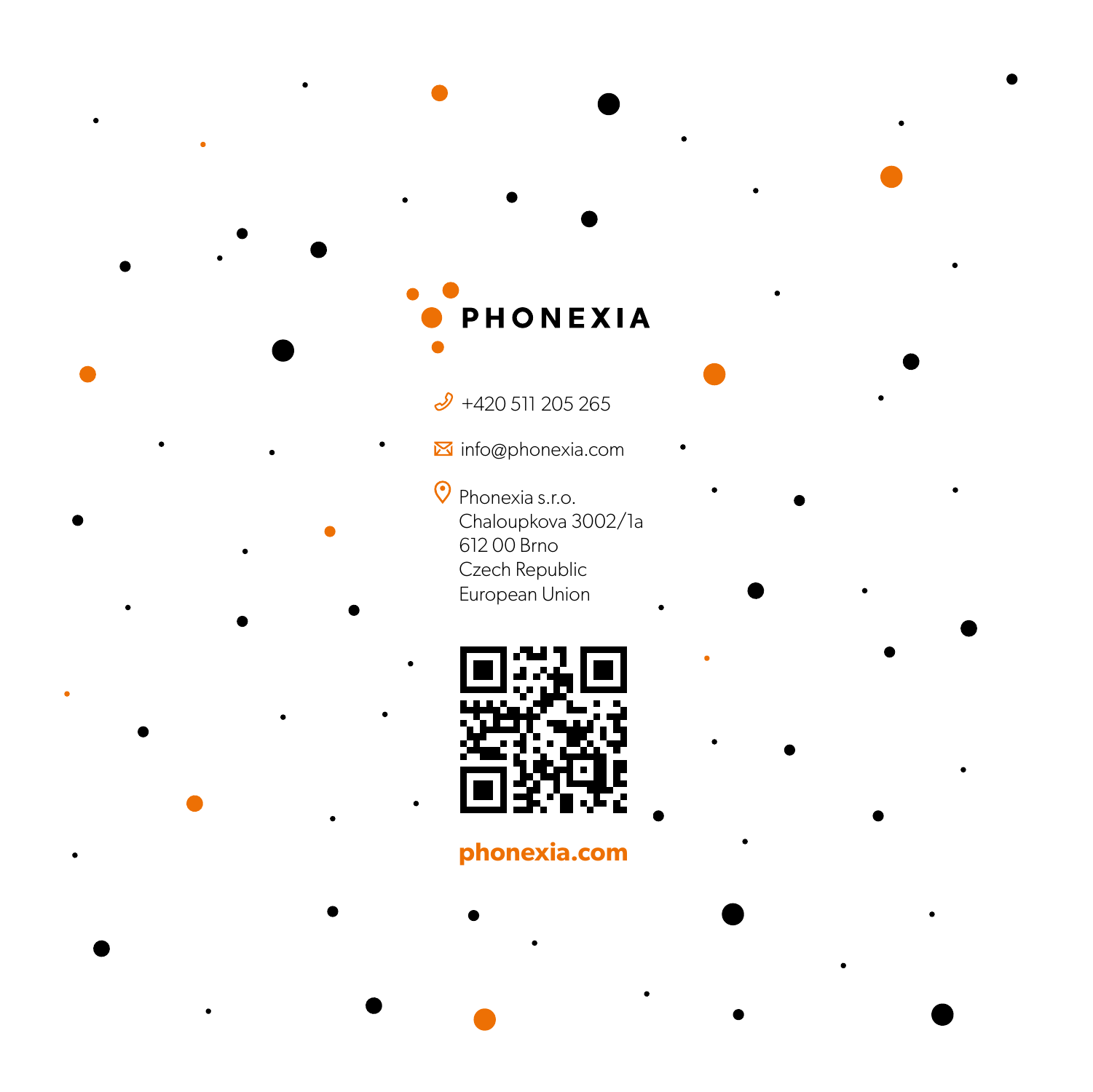PHONEXIA

+420 511 205 265

info@phonexia.com

Phonexia s.r.o.
Chaloupkova 3002/1a
612 00 Brno
Czech Republic
European Union

**phonexia.com**